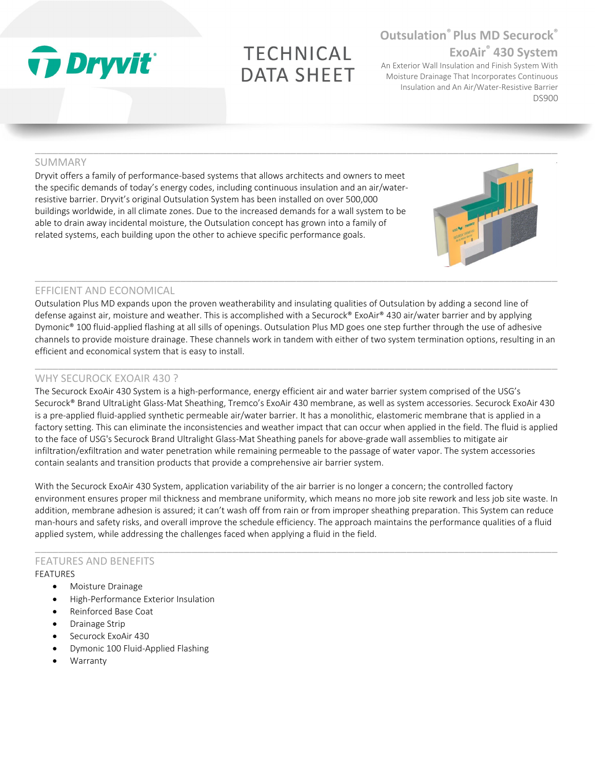# Dryvit

# TECHNICAL DATA SHEET

## Outsulation® Plus MD Securock® ExoAir® 430 System

An Exterior Wall Insulation and Finish System With Moisture Drainage That Incorporates Continuous Insulation and An Air/Water-Resistive Barrier

DS900

## SUMMARY

Dryvit offers a family of performance-based systems that allows architects and owners to meet the specific demands of today's energy codes, including continuous insulation and an air/water-resistive barrier. Dryvit's original Outsulation System has been installed on over 500,000 buildings worldwide, in all climate zones. Due to the increased demands for a wall system to be able to drain away incidental moisture, the Outsulation concept has grown into a family of related systems, each building upon the other to achieve specific performance goals.

## EFFICIENT AND ECONOMICAL

Outsulation Plus MD expands upon the proven weatherability and insulating qualities of Outsulation by adding a second line of defense against air, moisture and weather. This is accomplished with a Securock® ExoAir® 430 air/water barrier and by applying Dymonic® 100 fluid-applied flashing at all sills of openings. Outsulation Plus MD goes one step further through the use of adhesive channels to provide moisture drainage. These channels work in tandem with either of two system termination options, resulting in an efficient and economical system that is easy to install.

## WHY SECUROCK EXOAIR 430 ?

The Securock ExoAir 430 System is a high-performance, energy efficient air and water barrier system comprised of the USG's Securock® Brand UltraLight Glass-Mat Sheathing, Tremco's ExoAir 430 membrane, as well as system accessories. Securock ExoAir 430 is a pre-applied fluid-applied synthetic permeable air/water barrier. It has a monolithic, elastomeric membrane that is applied in a factory setting. This can eliminate the inconsistencies and weather impact that can occur when applied in the field. The fluid is applied to the face of USG's Securock Brand Ultralight Glass-Mat Sheathing panels for above-grade wall assemblies to mitigate air infiltration/exfiltration and water penetration while remaining permeable to the passage of water vapor. The system accessories contain sealants and transition products that provide a comprehensive air barrier system.

With the Securock ExoAir 430 System, application variability of the air barrier is no longer a concern; the controlled factory environment ensures proper mil thickness and membrane uniformity, which means no more job site rework and less job site waste. In addition, membrane adhesion is assured; it can't wash off from rain or from improper sheathing preparation. This System can reduce man-hours and safety risks, and overall improve the schedule efficiency. The approach maintains the performance qualities of a fluid applied system, while addressing the challenges faced when applying a fluid in the field.

## FEATURES AND BENEFITS

FEATURES

- Moisture Drainage
- High-Performance Exterior Insulation
- Reinforced Base Coat
- Drainage Strip
- Securock ExoAir 430
- Dymonic 100 Fluid-Applied Flashing
- Warranty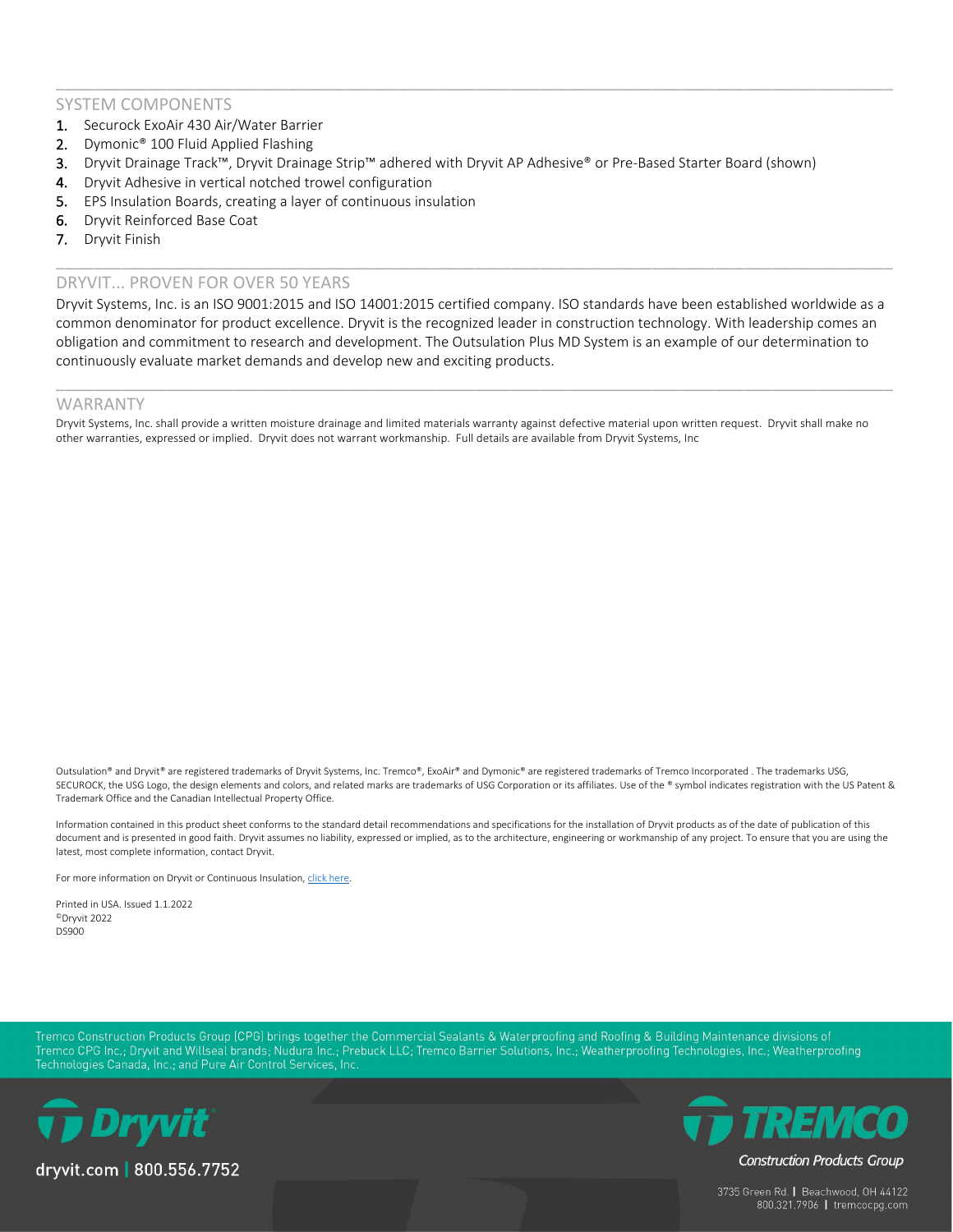## SYSTEM COMPONENTS

1. Securock ExoAir 430 Air/Water Barrier
2. Dymonic® 100 Fluid Applied Flashing
3. Dryvit Drainage Track™, Dryvit Drainage Strip™ adhered with Dryvit AP Adhesive® or Pre-Based Starter Board (shown)
4. Dryvit Adhesive in vertical notched trowel configuration
5. EPS Insulation Boards, creating a layer of continuous insulation
6. Dryvit Reinforced Base Coat
7. Dryvit Finish

## DRYVIT... PROVEN FOR OVER 50 YEARS

Dryvit Systems, Inc. is an ISO 9001:2015 and ISO 14001:2015 certified company. ISO standards have been established worldwide as a common denominator for product excellence. Dryvit is the recognized leader in construction technology. With leadership comes an obligation and commitment to research and development. The Outsulation Plus MD System is an example of our determination to continuously evaluate market demands and develop new and exciting products.

## WARRANTY

Dryvit Systems, Inc. shall provide a written moisture drainage and limited materials warranty against defective material upon written request. Dryvit shall make no other warranties, expressed or implied. Dryvit does not warrant workmanship. Full details are available from Dryvit Systems, Inc

Outsulation® and Dryvit® are registered trademarks of Dryvit Systems, Inc. Tremco®, ExoAir® and Dymonic® are registered trademarks of Tremco Incorporated . The trademarks USG, SECUROCK, the USG Logo, the design elements and colors, and related marks are trademarks of USG Corporation or its affiliates. Use of the ® symbol indicates registration with the US Patent & Trademark Office and the Canadian Intellectual Property Office.

Information contained in this product sheet conforms to the standard detail recommendations and specifications for the installation of Dryvit products as of the date of publication of this document and is presented in good faith. Dryvit assumes no liability, expressed or implied, as to the architecture, engineering or workmanship of any project. To ensure that you are using the latest, most complete information, contact Dryvit.

For more information on Dryvit or Continuous Insulation, click here.

Printed in USA. Issued 1.1.2022
©Dryvit 2022
DS900

Tremco Construction Products Group (CPG) brings together the Commercial Sealants & Waterproofing and Roofing & Building Maintenance divisions of Tremco CPG Inc.; Dryvit and Willseal brands; Nudura Inc.; Prebuck LLC; Tremco Barrier Solutions, Inc.; Weatherproofing Technologies, Inc.; Weatherproofing Technologies Canada, Inc.; and Pure Air Control Services, Inc.

Dryvit
dryvit.com | 800.556.7752

TREMCO
Construction Products Group
3735 Green Rd. | Beachwood, OH 44122
800.321.7906 | tremcocpg.com